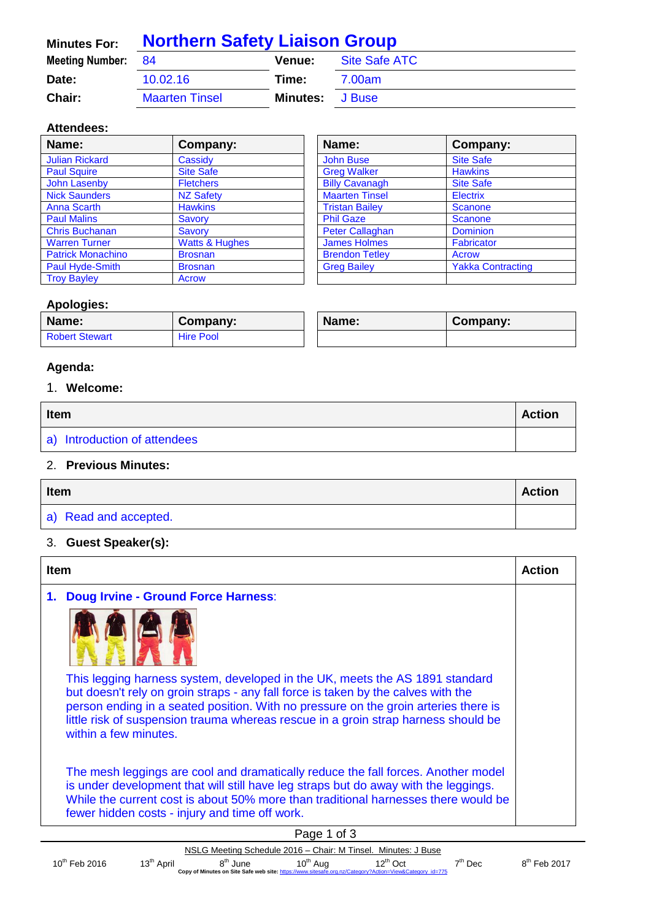| Minutes For: | Northern Safety Liaison Group | | |
|---|---|---|---|
| Meeting Number: | 84 | Venue: | Site Safe ATC |
| Date: | 10.02.16 | Time: | 7.00am |
| Chair: | Maarten Tinsel | Minutes: | J Buse |

**Attendees:**

| Name: | Company: |
|---|---|
| Julian Rickard | Cassidy |
| Paul Squire | Site Safe |
| John Lasenby | Fletchers |
| Nick Saunders | NZ Safety |
| Anna Scarth | Hawkins |
| Paul Malins | Savory |
| Chris Buchanan | Savory |
| Warren Turner | Watts & Hughes |
| Patrick Monachino | Brosnan |
| Paul Hyde-Smith | Brosnan |
| Troy Bayley | Acrow |

| Name: | Company: |
|---|---|
| John Buse | Site Safe |
| Greg Walker | Hawkins |
| Billy Cavanagh | Site Safe |
| Maarten Tinsel | Electrix |
| Tristan Bailey | Scanone |
| Phil Gaze | Scanone |
| Peter Callaghan | Dominion |
| James Holmes | Fabricator |
| Brendon Tetley | Acrow |
| Greg Bailey | Yakka Contracting |

**Apologies:**

| Name: | Company: |
|---|---|
| Robert Stewart | Hire Pool |

**Agenda:**

1. **Welcome:**

| Item | Action |
|---|---|
| a) Introduction of attendees | |

2. **Previous Minutes:**

| Item | Action |
|---|---|
| a) Read and accepted. | |

3. **Guest Speaker(s):**

| Item | Action |
|---|---|
| **1. Doug Irvine - Ground Force Harness:** | |

This legging harness system, developed in the UK, meets the AS 1891 standard but doesn't rely on groin straps - any fall force is taken by the calves with the person ending in a seated position. With no pressure on the groin arteries there is little risk of suspension trauma whereas rescue in a groin strap harness should be within a few minutes.

The mesh leggings are cool and dramatically reduce the fall forces. Another model is under development that will still have leg straps but do away with the leggings. While the current cost is about 50% more than traditional harnesses there would be fewer hidden costs - injury and time off work.

NSLG Meeting Schedule 2016 – Chair: M Tinsel. Minutes: J Buse

10th Feb 2016 | 13th April | 8th June | 10th Aug | 12th Oct | 7th Dec | 8th Feb 2017

Copy of Minutes on Site Safe web site: https://www.sitesafe.org.nz/Category?Action=View&Category_id=775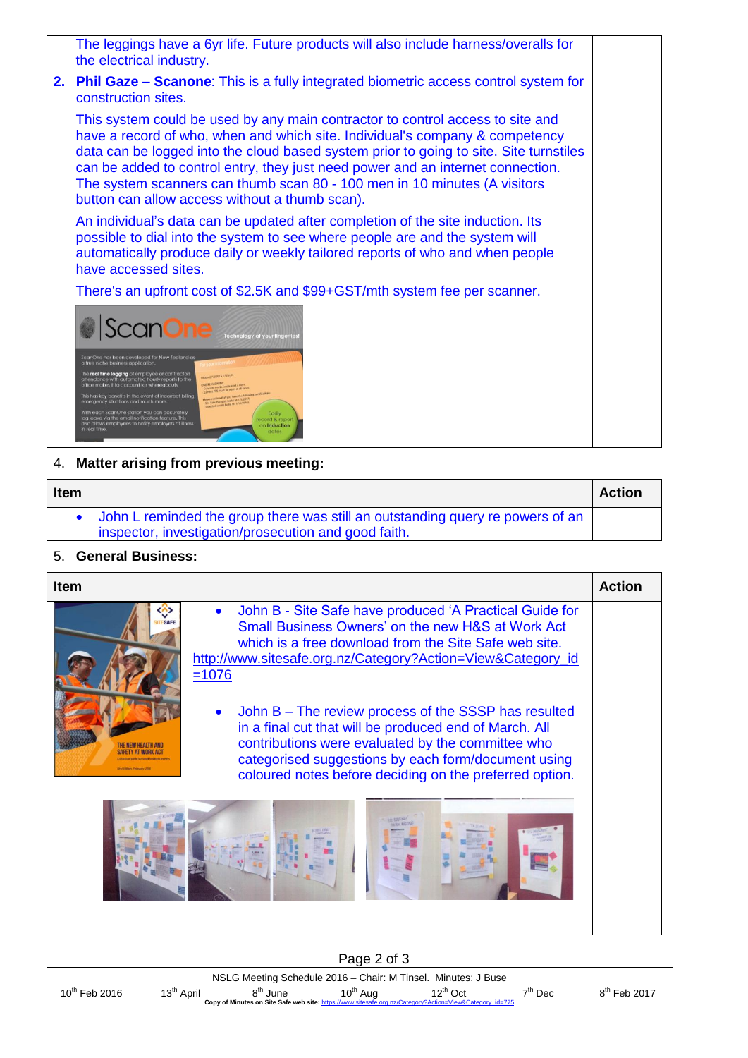| | |
|---|---|
| The leggings have a 6yr life. Future products will also include harness/overalls for the electrical industry. | |
| **2. Phil Gaze – Scanone**: This is a fully integrated biometric access control system for construction sites.<br><br>This system could be used by any main contractor to control access to site and have a record of who, when and which site. Individual's company & competency data can be logged into the cloud based system prior to going to site. Site turnstiles can be added to control entry, they just need power and an internet connection. The system scanners can thumb scan 80 - 100 men in 10 minutes (A visitors button can allow access without a thumb scan).<br><br>An individual's data can be updated after completion of the site induction. Its possible to dial into the system to see where people are and the system will automatically produce daily or weekly tailored reports of who and when people have accessed sites.<br><br>There's an upfront cost of $2.5K and $99+GST/mth system fee per scanner. | |

4. **Matter arising from previous meeting:**

| Item | Action |
|---|---|
| • John L reminded the group there was still an outstanding query re powers of an inspector, investigation/prosecution and good faith. | |

5. **General Business:**

| Item | Action |
|---|---|
| • John B - Site Safe have produced 'A Practical Guide for Small Business Owners' on the new H&S at Work Act which is a free download from the Site Safe web site. http://www.sitesafe.org.nz/Category?Action=View&Category_id=1076<br><br>• John B – The review process of the SSSP has resulted in a final cut that will be produced end of March. All contributions were evaluated by the committee who categorised suggestions by each form/document using coloured notes before deciding on the preferred option. | |

NSLG Meeting Schedule 2016 – Chair: M Tinsel. Minutes: J Buse

| 10th Feb 2016 | 13th April | 8th June | 10th Aug | 12th Oct | 7th Dec | 8th Feb 2017 |
|---|---|---|---|---|---|---|

Copy of Minutes on Site Safe web site: https://www.sitesafe.org.nz/Category?Action=View&Category_id=775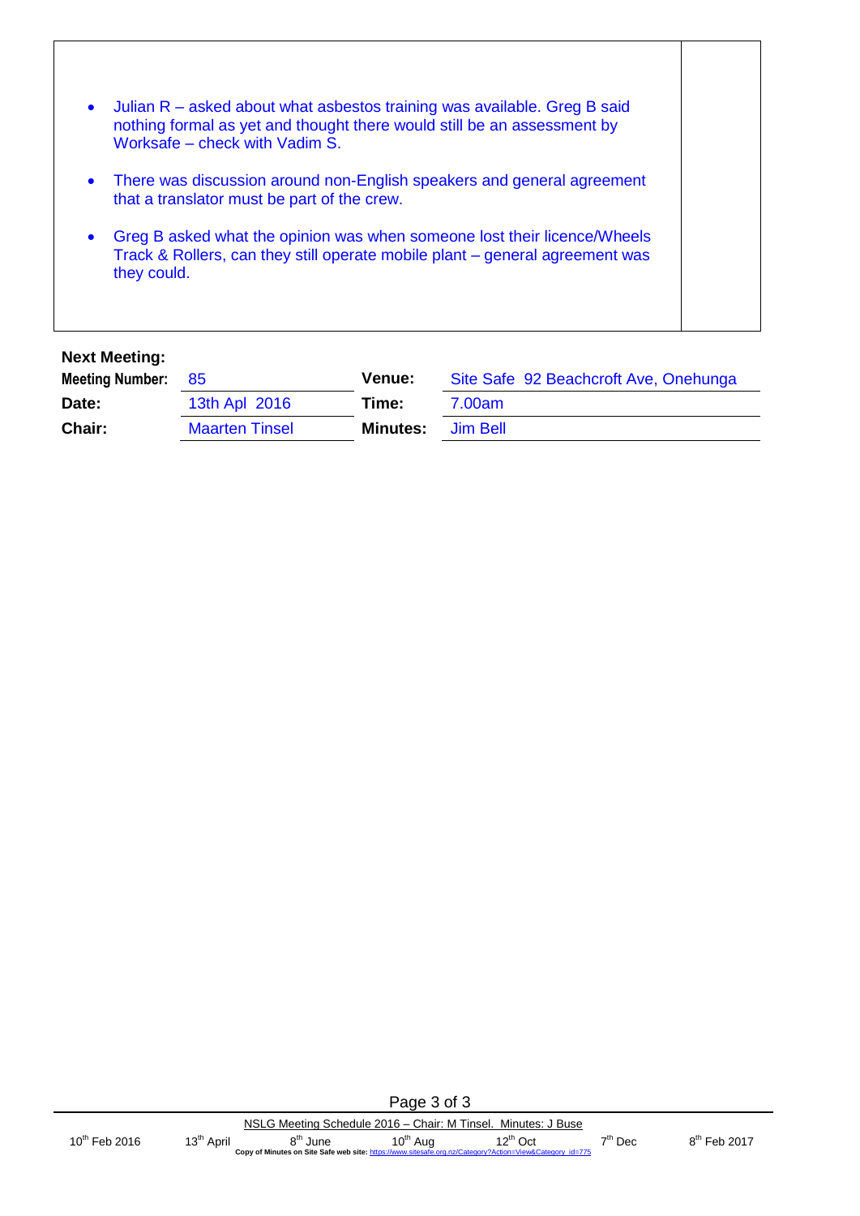- Julian R – asked about what asbestos training was available. Greg B said nothing formal as yet and thought there would still be an assessment by Worksafe – check with Vadim S.
- There was discussion around non-English speakers and general agreement that a translator must be part of the crew.
- Greg B asked what the opinion was when someone lost their licence/Wheels Track & Rollers, can they still operate mobile plant – general agreement was they could.

**Next Meeting:**

| | | | |
|---|---|---|---|
| **Meeting Number:** | 85 | **Venue:** | Site Safe 92 Beachcroft Ave, Onehunga |
| **Date:** | 13th Apl 2016 | **Time:** | 7.00am |
| **Chair:** | Maarten Tinsel | **Minutes:** | Jim Bell |

NSLG Meeting Schedule 2016 – Chair: M Tinsel. Minutes: J Buse

10th Feb 2016 | 13th April | 8th June | 10th Aug | 12th Oct | 7th Dec | 8th Feb 2017

**Copy of Minutes on Site Safe web site:** https://www.sitesafe.org.nz/Category?Action=View&Category_id=775